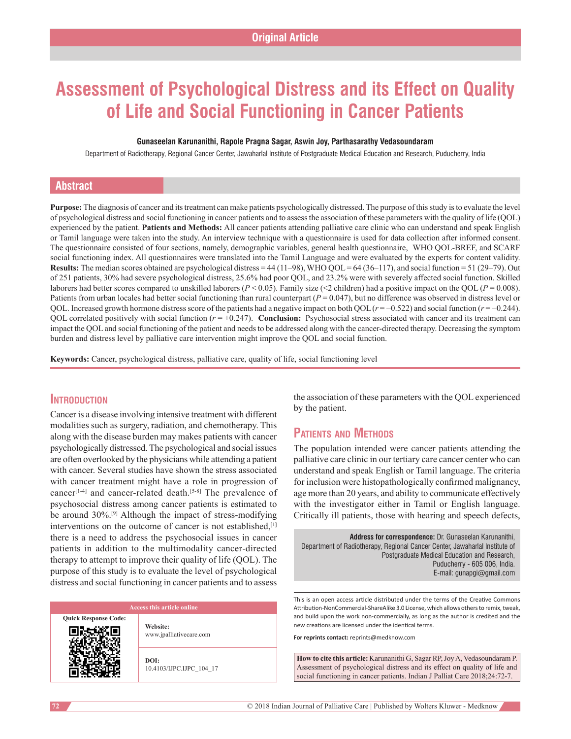Original Article

# Assessment of Psychological Distress and its Effect on Quality of Life and Social Functioning in Cancer Patients

**Gunaseelan Karunanithi, Rapole Pragna Sagar, Aswin Joy, Parthasarathy Vedasoundaram**

Department of Radiotherapy, Regional Cancer Center, Jawaharlal Institute of Postgraduate Medical Education and Research, Puducherry, India

## Abstract

**Purpose:** The diagnosis of cancer and its treatment can make patients psychologically distressed. The purpose of this study is to evaluate the level of psychological distress and social functioning in cancer patients and to assess the association of these parameters with the quality of life (QOL) experienced by the patient. **Patients and Methods:** All cancer patients attending palliative care clinic who can understand and speak English or Tamil language were taken into the study. An interview technique with a questionnaire is used for data collection after informed consent. The questionnaire consisted of four sections, namely, demographic variables, general health questionnaire, WHO QOL-BREF, and SCARF social functioning index. All questionnaires were translated into the Tamil Language and were evaluated by the experts for content validity. **Results:** The median scores obtained are psychological distress = 44 (11–98), WHO QOL = 64 (36–117), and social function = 51 (29–79). Out of 251 patients, 30% had severe psychological distress, 25.6% had poor QOL, and 23.2% were with severely affected social function. Skilled laborers had better scores compared to unskilled laborers ($P < 0.05$). Family size (<2 children) had a positive impact on the QOL ($P = 0.008$). Patients from urban locales had better social functioning than rural counterpart ($P = 0.047$), but no difference was observed in distress level or QOL. Increased growth hormone distress score of the patients had a negative impact on both QOL ($r = -0.522$) and social function ($r = -0.244$). QOL correlated positively with social function ($r = +0.247$). **Conclusion:** Psychosocial stress associated with cancer and its treatment can impact the QOL and social functioning of the patient and needs to be addressed along with the cancer-directed therapy. Decreasing the symptom burden and distress level by palliative care intervention might improve the QOL and social function.

**Keywords:** Cancer, psychological distress, palliative care, quality of life, social functioning level

## Introduction

Cancer is a disease involving intensive treatment with different modalities such as surgery, radiation, and chemotherapy. This along with the disease burden may makes patients with cancer psychologically distressed. The psychological and social issues are often overlooked by the physicians while attending a patient with cancer. Several studies have shown the stress associated with cancer treatment might have a role in progression of cancer[1-4] and cancer-related death.[5-8] The prevalence of psychosocial distress among cancer patients is estimated to be around 30%.[9] Although the impact of stress-modifying interventions on the outcome of cancer is not established,[1] there is a need to address the psychosocial issues in cancer patients in addition to the multimodality cancer-directed therapy to attempt to improve their quality of life (QOL). The purpose of this study is to evaluate the level of psychological distress and social functioning in cancer patients and to assess the association of these parameters with the QOL experienced by the patient.

## Patients and Methods

The population intended were cancer patients attending the palliative care clinic in our tertiary care cancer center who can understand and speak English or Tamil language. The criteria for inclusion were histopathologically confirmed malignancy, age more than 20 years, and ability to communicate effectively with the investigator either in Tamil or English language. Critically ill patients, those with hearing and speech defects,

**Address for correspondence:** Dr. Gunaseelan Karunanithi, Department of Radiotherapy, Regional Cancer Center, Jawaharlal Institute of Postgraduate Medical Education and Research, Puducherry - 605 006, India. E-mail: gunapgi@gmail.com

| Access this article online | |
|---|---|
| Quick Response Code: | **Website:** www.jpalliativecare.com |
| | **DOI:** 10.4103/IJPC.IJPC_104_17 |

This is an open access article distributed under the terms of the Creative Commons Attribution-NonCommercial-ShareAlike 3.0 License, which allows others to remix, tweak, and build upon the work non-commercially, as long as the author is credited and the new creations are licensed under the identical terms.

**For reprints contact:** reprints@medknow.com

**How to cite this article:** Karunanithi G, Sagar RP, Joy A, Vedasoundaram P. Assessment of psychological distress and its effect on quality of life and social functioning in cancer patients. Indian J Palliat Care 2018;24:72-7.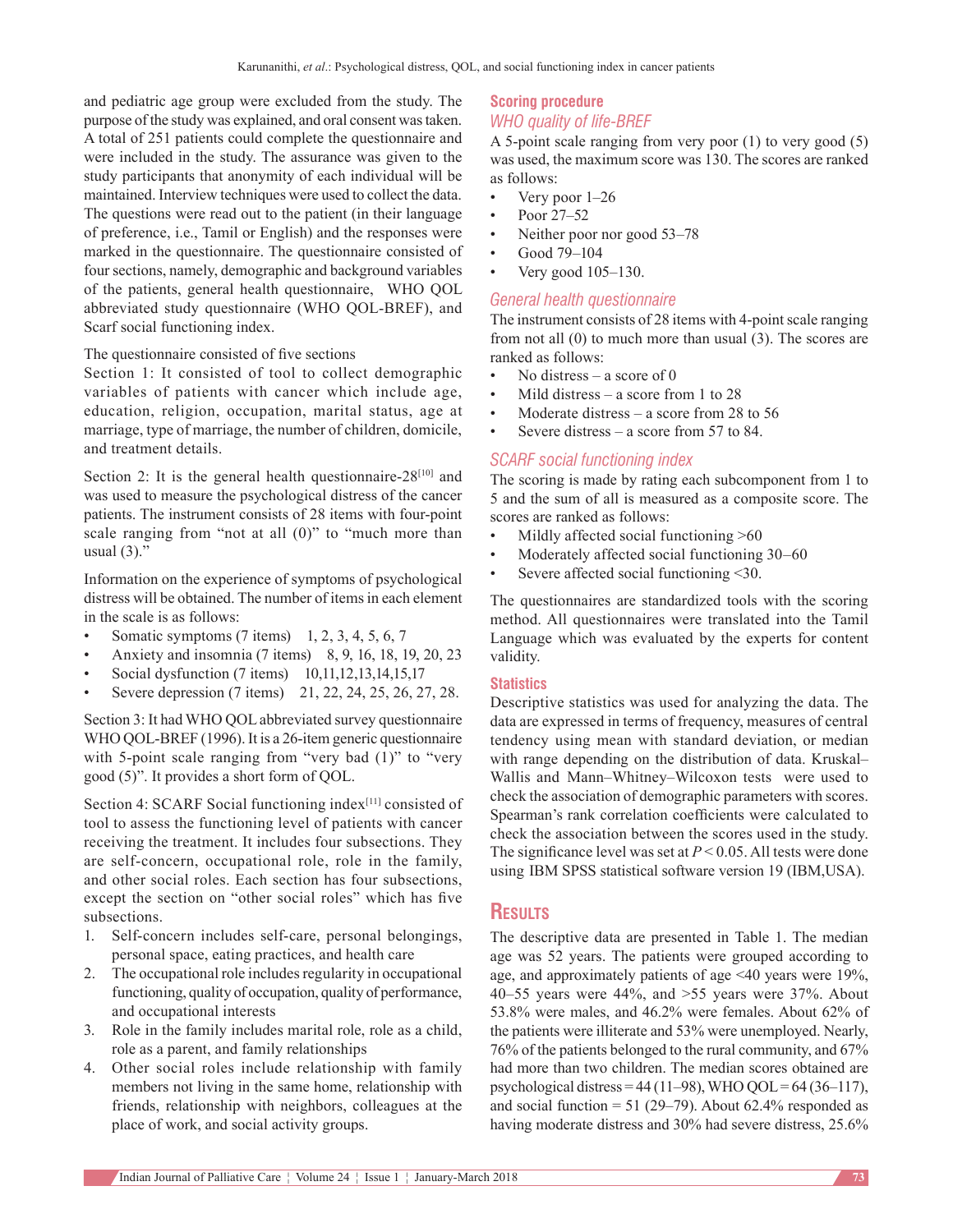and pediatric age group were excluded from the study. The purpose of the study was explained, and oral consent was taken. A total of 251 patients could complete the questionnaire and were included in the study. The assurance was given to the study participants that anonymity of each individual will be maintained. Interview techniques were used to collect the data. The questions were read out to the patient (in their language of preference, i.e., Tamil or English) and the responses were marked in the questionnaire. The questionnaire consisted of four sections, namely, demographic and background variables of the patients, general health questionnaire, WHO QOL abbreviated study questionnaire (WHO QOL-BREF), and Scarf social functioning index.

The questionnaire consisted of five sections

Section 1: It consisted of tool to collect demographic variables of patients with cancer which include age, education, religion, occupation, marital status, age at marriage, type of marriage, the number of children, domicile, and treatment details.

Section 2: It is the general health questionnaire-28[10] and was used to measure the psychological distress of the cancer patients. The instrument consists of 28 items with four-point scale ranging from "not at all (0)" to "much more than usual (3)."

Information on the experience of symptoms of psychological distress will be obtained. The number of items in each element in the scale is as follows:

- Somatic symptoms (7 items) 1, 2, 3, 4, 5, 6, 7
- Anxiety and insomnia (7 items) 8, 9, 16, 18, 19, 20, 23
- Social dysfunction (7 items) 10,11,12,13,14,15,17
- Severe depression (7 items) 21, 22, 24, 25, 26, 27, 28.

Section 3: It had WHO QOL abbreviated survey questionnaire WHO QOL-BREF (1996). It is a 26-item generic questionnaire with 5-point scale ranging from "very bad (1)" to "very good (5)". It provides a short form of QOL.

Section 4: SCARF Social functioning index[11] consisted of tool to assess the functioning level of patients with cancer receiving the treatment. It includes four subsections. They are self-concern, occupational role, role in the family, and other social roles. Each section has four subsections, except the section on "other social roles" which has five subsections.

1. Self-concern includes self-care, personal belongings, personal space, eating practices, and health care
2. The occupational role includes regularity in occupational functioning, quality of occupation, quality of performance, and occupational interests
3. Role in the family includes marital role, role as a child, role as a parent, and family relationships
4. Other social roles include relationship with family members not living in the same home, relationship with friends, relationship with neighbors, colleagues at the place of work, and social activity groups.

### Scoring procedure

#### *WHO quality of life-BREF*

A 5-point scale ranging from very poor (1) to very good (5) was used, the maximum score was 130. The scores are ranked as follows:

- Very poor 1–26
- Poor 27–52
- Neither poor nor good 53–78
- Good 79–104
- Very good 105–130.

#### *General health questionnaire*

The instrument consists of 28 items with 4-point scale ranging from not all (0) to much more than usual (3). The scores are ranked as follows:

- No distress – a score of 0
- Mild distress – a score from 1 to 28
- Moderate distress – a score from 28 to 56
- Severe distress – a score from 57 to 84.

#### *SCARF social functioning index*

The scoring is made by rating each subcomponent from 1 to 5 and the sum of all is measured as a composite score. The scores are ranked as follows:

- Mildly affected social functioning >60
- Moderately affected social functioning 30–60
- Severe affected social functioning <30.

The questionnaires are standardized tools with the scoring method. All questionnaires were translated into the Tamil Language which was evaluated by the experts for content validity.

### Statistics

Descriptive statistics was used for analyzing the data. The data are expressed in terms of frequency, measures of central tendency using mean with standard deviation, or median with range depending on the distribution of data. Kruskal–Wallis and Mann–Whitney–Wilcoxon tests were used to check the association of demographic parameters with scores. Spearman's rank correlation coefficients were calculated to check the association between the scores used in the study. The significance level was set at $P < 0.05$. All tests were done using IBM SPSS statistical software version 19 (IBM,USA).

## Results

The descriptive data are presented in Table 1. The median age was 52 years. The patients were grouped according to age, and approximately patients of age <40 years were 19%, 40–55 years were 44%, and >55 years were 37%. About 53.8% were males, and 46.2% were females. About 62% of the patients were illiterate and 53% were unemployed. Nearly, 76% of the patients belonged to the rural community, and 67% had more than two children. The median scores obtained are psychological distress = 44 (11–98), WHO QOL = 64 (36–117), and social function = 51 (29–79). About 62.4% responded as having moderate distress and 30% had severe distress, 25.6%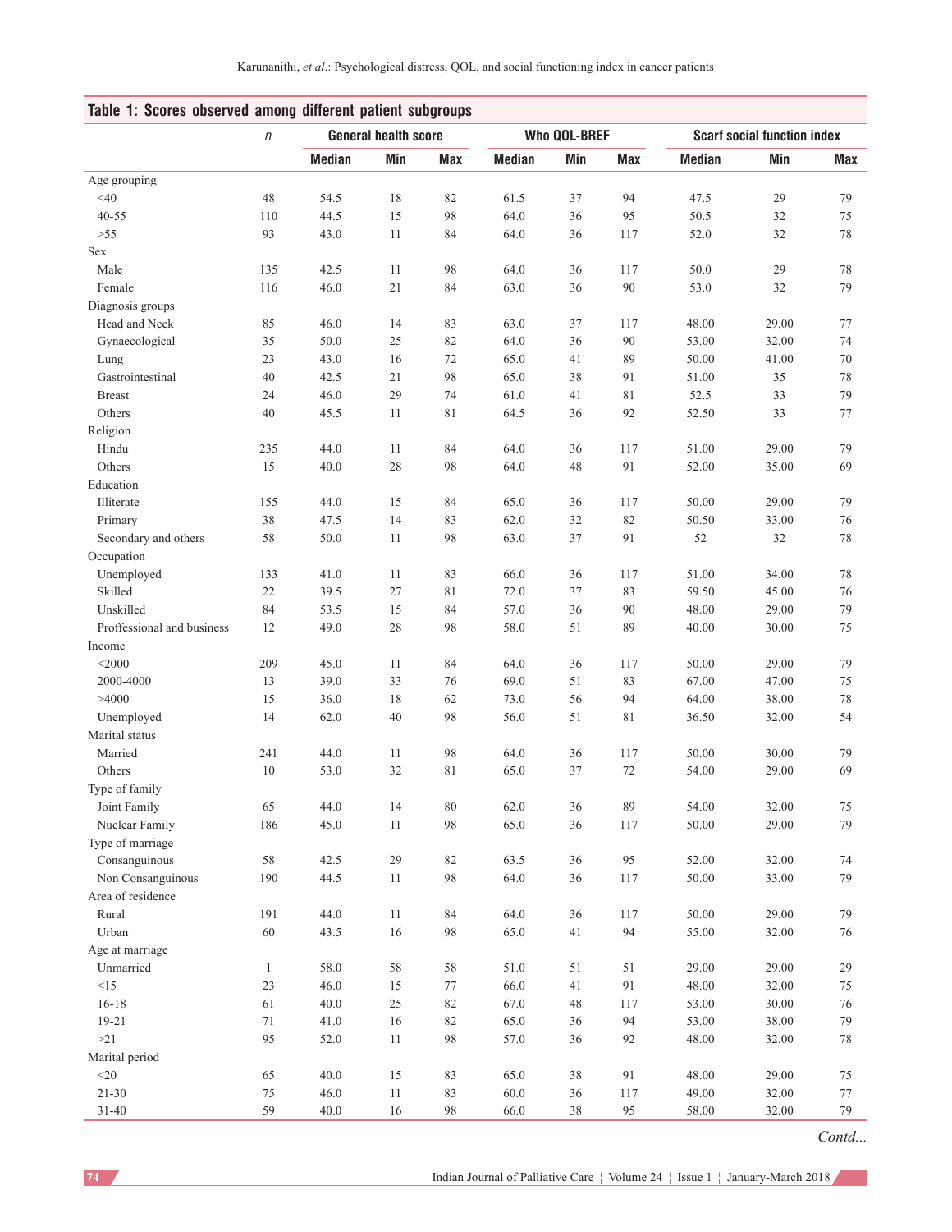**Table 1: Scores observed among different patient subgroups**

| | n | General health score | | | Who QOL-BREF | | | Scarf social function index | | |
|---|---|---|---|---|---|---|---|---|---|---|
| | | Median | Min | Max | Median | Min | Max | Median | Min | Max |
| Age grouping | | | | | | | | | | |
| <40 | 48 | 54.5 | 18 | 82 | 61.5 | 37 | 94 | 47.5 | 29 | 79 |
| 40-55 | 110 | 44.5 | 15 | 98 | 64.0 | 36 | 95 | 50.5 | 32 | 75 |
| >55 | 93 | 43.0 | 11 | 84 | 64.0 | 36 | 117 | 52.0 | 32 | 78 |
| Sex | | | | | | | | | | |
| Male | 135 | 42.5 | 11 | 98 | 64.0 | 36 | 117 | 50.0 | 29 | 78 |
| Female | 116 | 46.0 | 21 | 84 | 63.0 | 36 | 90 | 53.0 | 32 | 79 |
| Diagnosis groups | | | | | | | | | | |
| Head and Neck | 85 | 46.0 | 14 | 83 | 63.0 | 37 | 117 | 48.00 | 29.00 | 77 |
| Gynaecological | 35 | 50.0 | 25 | 82 | 64.0 | 36 | 90 | 53.00 | 32.00 | 74 |
| Lung | 23 | 43.0 | 16 | 72 | 65.0 | 41 | 89 | 50.00 | 41.00 | 70 |
| Gastrointestinal | 40 | 42.5 | 21 | 98 | 65.0 | 38 | 91 | 51.00 | 35 | 78 |
| Breast | 24 | 46.0 | 29 | 74 | 61.0 | 41 | 81 | 52.5 | 33 | 79 |
| Others | 40 | 45.5 | 11 | 81 | 64.5 | 36 | 92 | 52.50 | 33 | 77 |
| Religion | | | | | | | | | | |
| Hindu | 235 | 44.0 | 11 | 84 | 64.0 | 36 | 117 | 51.00 | 29.00 | 79 |
| Others | 15 | 40.0 | 28 | 98 | 64.0 | 48 | 91 | 52.00 | 35.00 | 69 |
| Education | | | | | | | | | | |
| Illiterate | 155 | 44.0 | 15 | 84 | 65.0 | 36 | 117 | 50.00 | 29.00 | 79 |
| Primary | 38 | 47.5 | 14 | 83 | 62.0 | 32 | 82 | 50.50 | 33.00 | 76 |
| Secondary and others | 58 | 50.0 | 11 | 98 | 63.0 | 37 | 91 | 52 | 32 | 78 |
| Occupation | | | | | | | | | | |
| Unemployed | 133 | 41.0 | 11 | 83 | 66.0 | 36 | 117 | 51.00 | 34.00 | 78 |
| Skilled | 22 | 39.5 | 27 | 81 | 72.0 | 37 | 83 | 59.50 | 45.00 | 76 |
| Unskilled | 84 | 53.5 | 15 | 84 | 57.0 | 36 | 90 | 48.00 | 29.00 | 79 |
| Proffessional and business | 12 | 49.0 | 28 | 98 | 58.0 | 51 | 89 | 40.00 | 30.00 | 75 |
| Income | | | | | | | | | | |
| <2000 | 209 | 45.0 | 11 | 84 | 64.0 | 36 | 117 | 50.00 | 29.00 | 79 |
| 2000-4000 | 13 | 39.0 | 33 | 76 | 69.0 | 51 | 83 | 67.00 | 47.00 | 75 |
| >4000 | 15 | 36.0 | 18 | 62 | 73.0 | 56 | 94 | 64.00 | 38.00 | 78 |
| Unemployed | 14 | 62.0 | 40 | 98 | 56.0 | 51 | 81 | 36.50 | 32.00 | 54 |
| Marital status | | | | | | | | | | |
| Married | 241 | 44.0 | 11 | 98 | 64.0 | 36 | 117 | 50.00 | 30.00 | 79 |
| Others | 10 | 53.0 | 32 | 81 | 65.0 | 37 | 72 | 54.00 | 29.00 | 69 |
| Type of family | | | | | | | | | | |
| Joint Family | 65 | 44.0 | 14 | 80 | 62.0 | 36 | 89 | 54.00 | 32.00 | 75 |
| Nuclear Family | 186 | 45.0 | 11 | 98 | 65.0 | 36 | 117 | 50.00 | 29.00 | 79 |
| Type of marriage | | | | | | | | | | |
| Consanguinous | 58 | 42.5 | 29 | 82 | 63.5 | 36 | 95 | 52.00 | 32.00 | 74 |
| Non Consanguinous | 190 | 44.5 | 11 | 98 | 64.0 | 36 | 117 | 50.00 | 33.00 | 79 |
| Area of residence | | | | | | | | | | |
| Rural | 191 | 44.0 | 11 | 84 | 64.0 | 36 | 117 | 50.00 | 29.00 | 79 |
| Urban | 60 | 43.5 | 16 | 98 | 65.0 | 41 | 94 | 55.00 | 32.00 | 76 |
| Age at marriage | | | | | | | | | | |
| Unmarried | 1 | 58.0 | 58 | 58 | 51.0 | 51 | 51 | 29.00 | 29.00 | 29 |
| <15 | 23 | 46.0 | 15 | 77 | 66.0 | 41 | 91 | 48.00 | 32.00 | 75 |
| 16-18 | 61 | 40.0 | 25 | 82 | 67.0 | 48 | 117 | 53.00 | 30.00 | 76 |
| 19-21 | 71 | 41.0 | 16 | 82 | 65.0 | 36 | 94 | 53.00 | 38.00 | 79 |
| >21 | 95 | 52.0 | 11 | 98 | 57.0 | 36 | 92 | 48.00 | 32.00 | 78 |
| Marital period | | | | | | | | | | |
| <20 | 65 | 40.0 | 15 | 83 | 65.0 | 38 | 91 | 48.00 | 29.00 | 75 |
| 21-30 | 75 | 46.0 | 11 | 83 | 60.0 | 36 | 117 | 49.00 | 32.00 | 77 |
| 31-40 | 59 | 40.0 | 16 | 98 | 66.0 | 38 | 95 | 58.00 | 32.00 | 79 |

*Contd...*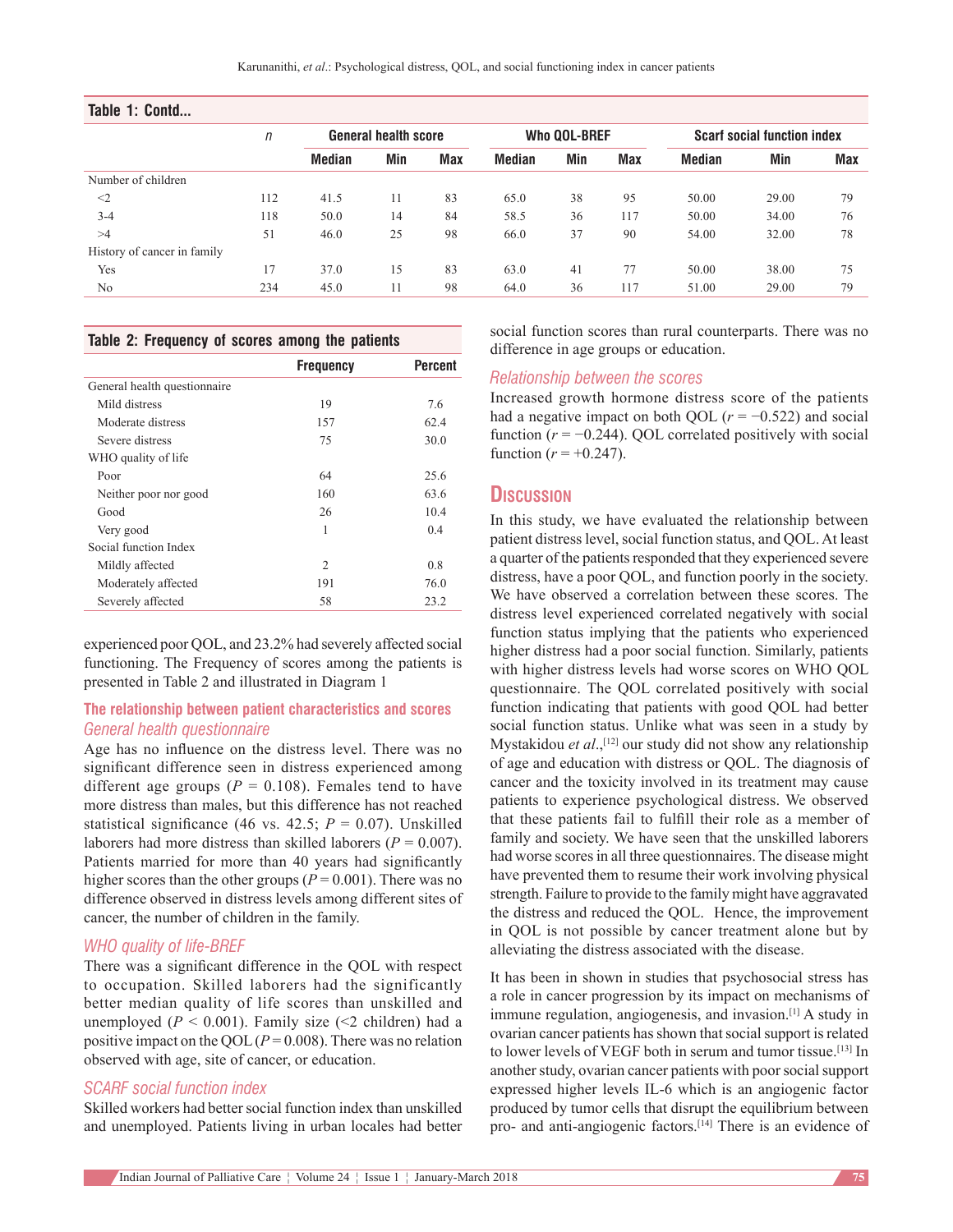**Table 1: Contd...**

| | n | General health score | | | Who QOL-BREF | | | Scarf social function index | | |
|---|---|---|---|---|---|---|---|---|---|---|
| | | Median | Min | Max | Median | Min | Max | Median | Min | Max |
| Number of children | | | | | | | | | | |
| <2 | 112 | 41.5 | 11 | 83 | 65.0 | 38 | 95 | 50.00 | 29.00 | 79 |
| 3-4 | 118 | 50.0 | 14 | 84 | 58.5 | 36 | 117 | 50.00 | 34.00 | 76 |
| >4 | 51 | 46.0 | 25 | 98 | 66.0 | 37 | 90 | 54.00 | 32.00 | 78 |
| History of cancer in family | | | | | | | | | | |
| Yes | 17 | 37.0 | 15 | 83 | 63.0 | 41 | 77 | 50.00 | 38.00 | 75 |
| No | 234 | 45.0 | 11 | 98 | 64.0 | 36 | 117 | 51.00 | 29.00 | 79 |

**Table 2: Frequency of scores among the patients**

| | Frequency | Percent |
|---|---|---|
| General health questionnaire | | |
| Mild distress | 19 | 7.6 |
| Moderate distress | 157 | 62.4 |
| Severe distress | 75 | 30.0 |
| WHO quality of life | | |
| Poor | 64 | 25.6 |
| Neither poor nor good | 160 | 63.6 |
| Good | 26 | 10.4 |
| Very good | 1 | 0.4 |
| Social function Index | | |
| Mildly affected | 2 | 0.8 |
| Moderately affected | 191 | 76.0 |
| Severely affected | 58 | 23.2 |

experienced poor QOL, and 23.2% had severely affected social functioning. The Frequency of scores among the patients is presented in Table 2 and illustrated in Diagram 1

### The relationship between patient characteristics and scores

#### *General health questionnaire*

Age has no influence on the distress level. There was no significant difference seen in distress experienced among different age groups ($P = 0.108$). Females tend to have more distress than males, but this difference has not reached statistical significance (46 vs. 42.5; $P = 0.07$). Unskilled laborers had more distress than skilled laborers ($P = 0.007$). Patients married for more than 40 years had significantly higher scores than the other groups ($P = 0.001$). There was no difference observed in distress levels among different sites of cancer, the number of children in the family.

#### *WHO quality of life-BREF*

There was a significant difference in the QOL with respect to occupation. Skilled laborers had the significantly better median quality of life scores than unskilled and unemployed ($P < 0.001$). Family size (<2 children) had a positive impact on the QOL ($P = 0.008$). There was no relation observed with age, site of cancer, or education.

#### *SCARF social function index*

Skilled workers had better social function index than unskilled and unemployed. Patients living in urban locales had better social function scores than rural counterparts. There was no difference in age groups or education.

#### *Relationship between the scores*

Increased growth hormone distress score of the patients had a negative impact on both QOL ($r = -0.522$) and social function ($r = -0.244$). QOL correlated positively with social function ($r = +0.247$).

## Discussion

In this study, we have evaluated the relationship between patient distress level, social function status, and QOL. At least a quarter of the patients responded that they experienced severe distress, have a poor QOL, and function poorly in the society. We have observed a correlation between these scores. The distress level experienced correlated negatively with social function status implying that the patients who experienced higher distress had a poor social function. Similarly, patients with higher distress levels had worse scores on WHO QOL questionnaire. The QOL correlated positively with social function indicating that patients with good QOL had better social function status. Unlike what was seen in a study by Mystakidou *et al*.,[12] our study did not show any relationship of age and education with distress or QOL. The diagnosis of cancer and the toxicity involved in its treatment may cause patients to experience psychological distress. We observed that these patients fail to fulfill their role as a member of family and society. We have seen that the unskilled laborers had worse scores in all three questionnaires. The disease might have prevented them to resume their work involving physical strength. Failure to provide to the family might have aggravated the distress and reduced the QOL. Hence, the improvement in QOL is not possible by cancer treatment alone but by alleviating the distress associated with the disease.

It has been in shown in studies that psychosocial stress has a role in cancer progression by its impact on mechanisms of immune regulation, angiogenesis, and invasion.[1] A study in ovarian cancer patients has shown that social support is related to lower levels of VEGF both in serum and tumor tissue.[13] In another study, ovarian cancer patients with poor social support expressed higher levels IL-6 which is an angiogenic factor produced by tumor cells that disrupt the equilibrium between pro- and anti-angiogenic factors.[14] There is an evidence of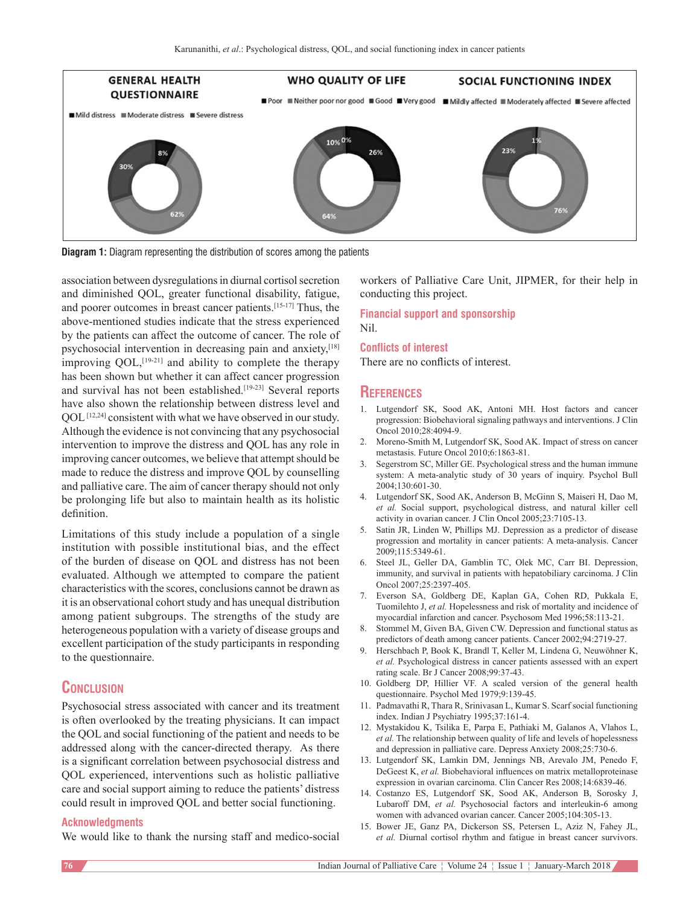GENERAL HEALTH QUESTIONNAIRE

■ Mild distress ■ Moderate distress ■ Severe distress

8% / 30% / 62%

WHO QUALITY OF LIFE

■ Poor ■ Neither poor nor good ■ Good ■ Very good

10% / 0% / 26% / 64%

SOCIAL FUNCTIONING INDEX

■ Mildly affected ■ Moderately affected ■ Severe affected

1% / 23% / 76%

**Diagram 1:** Diagram representing the distribution of scores among the patients

association between dysregulations in diurnal cortisol secretion and diminished QOL, greater functional disability, fatigue, and poorer outcomes in breast cancer patients.[15-17] Thus, the above-mentioned studies indicate that the stress experienced by the patients can affect the outcome of cancer. The role of psychosocial intervention in decreasing pain and anxiety,[18] improving QOL,[19-21] and ability to complete the therapy has been shown but whether it can affect cancer progression and survival has not been established.[19-23] Several reports have also shown the relationship between distress level and QOL [12,24] consistent with what we have observed in our study. Although the evidence is not convincing that any psychosocial intervention to improve the distress and QOL has any role in improving cancer outcomes, we believe that attempt should be made to reduce the distress and improve QOL by counselling and palliative care. The aim of cancer therapy should not only be prolonging life but also to maintain health as its holistic definition.

Limitations of this study include a population of a single institution with possible institutional bias, and the effect of the burden of disease on QOL and distress has not been evaluated. Although we attempted to compare the patient characteristics with the scores, conclusions cannot be drawn as it is an observational cohort study and has unequal distribution among patient subgroups. The strengths of the study are heterogeneous population with a variety of disease groups and excellent participation of the study participants in responding to the questionnaire.

## Conclusion

Psychosocial stress associated with cancer and its treatment is often overlooked by the treating physicians. It can impact the QOL and social functioning of the patient and needs to be addressed along with the cancer-directed therapy. As there is a significant correlation between psychosocial distress and QOL experienced, interventions such as holistic palliative care and social support aiming to reduce the patients' distress could result in improved QOL and better social functioning.

### Acknowledgments

We would like to thank the nursing staff and medico-social workers of Palliative Care Unit, JIPMER, for their help in conducting this project.

### Financial support and sponsorship

Nil.

### Conflicts of interest

There are no conflicts of interest.

## References

1. Lutgendorf SK, Sood AK, Antoni MH. Host factors and cancer progression: Biobehavioral signaling pathways and interventions. J Clin Oncol 2010;28:4094-9.
2. Moreno-Smith M, Lutgendorf SK, Sood AK. Impact of stress on cancer metastasis. Future Oncol 2010;6:1863-81.
3. Segerstrom SC, Miller GE. Psychological stress and the human immune system: A meta-analytic study of 30 years of inquiry. Psychol Bull 2004;130:601-30.
4. Lutgendorf SK, Sood AK, Anderson B, McGinn S, Maiseri H, Dao M, *et al.* Social support, psychological distress, and natural killer cell activity in ovarian cancer. J Clin Oncol 2005;23:7105-13.
5. Satin JR, Linden W, Phillips MJ. Depression as a predictor of disease progression and mortality in cancer patients: A meta-analysis. Cancer 2009;115:5349-61.
6. Steel JL, Geller DA, Gamblin TC, Olek MC, Carr BI. Depression, immunity, and survival in patients with hepatobiliary carcinoma. J Clin Oncol 2007;25:2397-405.
7. Everson SA, Goldberg DE, Kaplan GA, Cohen RD, Pukkala E, Tuomilehto J, *et al.* Hopelessness and risk of mortality and incidence of myocardial infarction and cancer. Psychosom Med 1996;58:113-21.
8. Stommel M, Given BA, Given CW. Depression and functional status as predictors of death among cancer patients. Cancer 2002;94:2719-27.
9. Herschbach P, Book K, Brandl T, Keller M, Lindena G, Neuwöhner K, *et al.* Psychological distress in cancer patients assessed with an expert rating scale. Br J Cancer 2008;99:37-43.
10. Goldberg DP, Hillier VF. A scaled version of the general health questionnaire. Psychol Med 1979;9:139-45.
11. Padmavathi R, Thara R, Srinivasan L, Kumar S. Scarf social functioning index. Indian J Psychiatry 1995;37:161-4.
12. Mystakidou K, Tsilika E, Parpa E, Pathiaki M, Galanos A, Vlahos L, *et al.* The relationship between quality of life and levels of hopelessness and depression in palliative care. Depress Anxiety 2008;25:730-6.
13. Lutgendorf SK, Lamkin DM, Jennings NB, Arevalo JM, Penedo F, DeGeest K, *et al.* Biobehavioral influences on matrix metalloproteinase expression in ovarian carcinoma. Clin Cancer Res 2008;14:6839-46.
14. Costanzo ES, Lutgendorf SK, Sood AK, Anderson B, Sorosky J, Lubaroff DM, *et al.* Psychosocial factors and interleukin-6 among women with advanced ovarian cancer. Cancer 2005;104:305-13.
15. Bower JE, Ganz PA, Dickerson SS, Petersen L, Aziz N, Fahey JL, *et al.* Diurnal cortisol rhythm and fatigue in breast cancer survivors.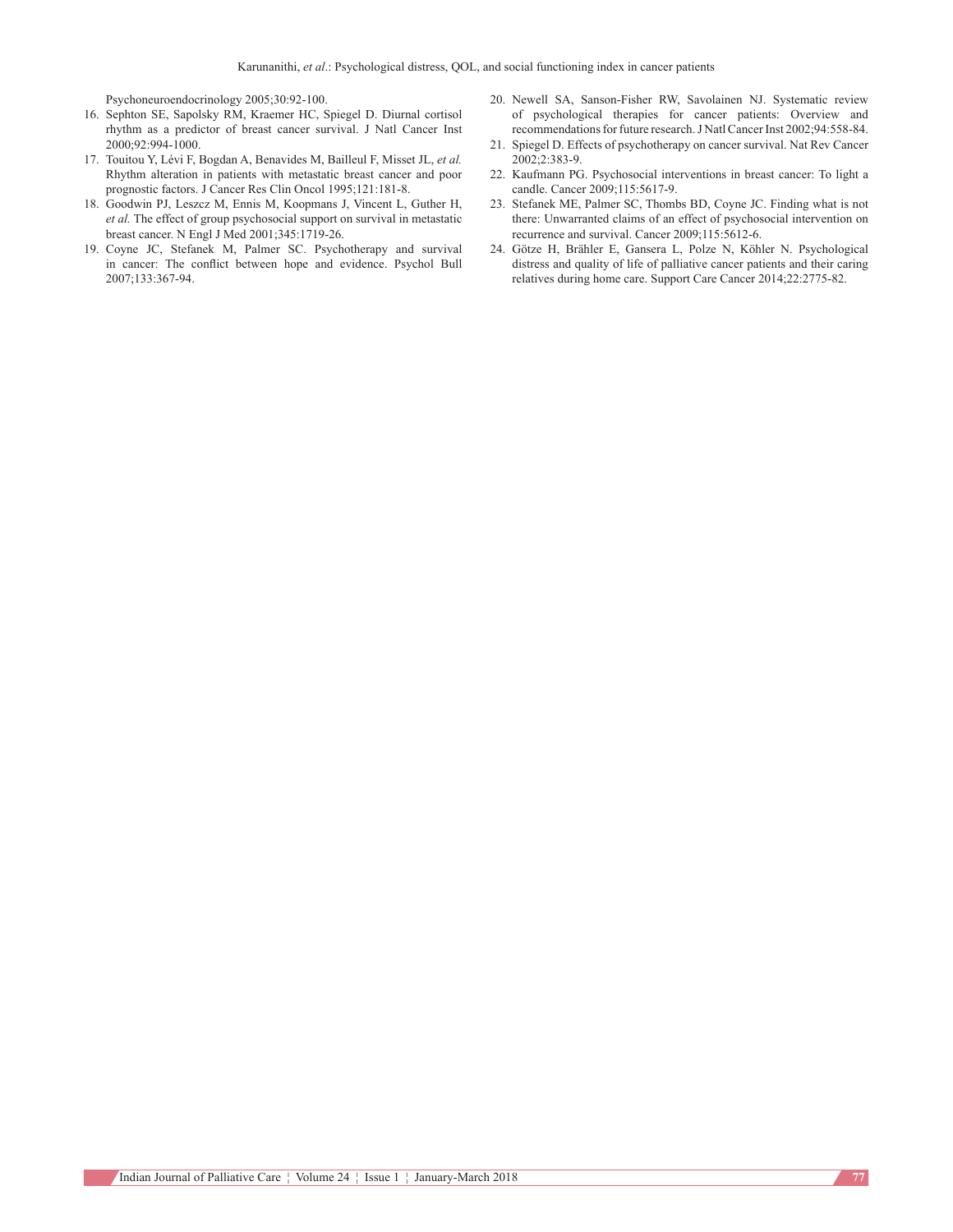Psychoneuroendocrinology 2005;30:92-100.

16. Sephton SE, Sapolsky RM, Kraemer HC, Spiegel D. Diurnal cortisol rhythm as a predictor of breast cancer survival. J Natl Cancer Inst 2000;92:994-1000.
17. Touitou Y, Lévi F, Bogdan A, Benavides M, Bailleul F, Misset JL, *et al.* Rhythm alteration in patients with metastatic breast cancer and poor prognostic factors. J Cancer Res Clin Oncol 1995;121:181-8.
18. Goodwin PJ, Leszcz M, Ennis M, Koopmans J, Vincent L, Guther H, *et al.* The effect of group psychosocial support on survival in metastatic breast cancer. N Engl J Med 2001;345:1719-26.
19. Coyne JC, Stefanek M, Palmer SC. Psychotherapy and survival in cancer: The conflict between hope and evidence. Psychol Bull 2007;133:367-94.
20. Newell SA, Sanson-Fisher RW, Savolainen NJ. Systematic review of psychological therapies for cancer patients: Overview and recommendations for future research. J Natl Cancer Inst 2002;94:558-84.
21. Spiegel D. Effects of psychotherapy on cancer survival. Nat Rev Cancer 2002;2:383-9.
22. Kaufmann PG. Psychosocial interventions in breast cancer: To light a candle. Cancer 2009;115:5617-9.
23. Stefanek ME, Palmer SC, Thombs BD, Coyne JC. Finding what is not there: Unwarranted claims of an effect of psychosocial intervention on recurrence and survival. Cancer 2009;115:5612-6.
24. Götze H, Brähler E, Gansera L, Polze N, Köhler N. Psychological distress and quality of life of palliative cancer patients and their caring relatives during home care. Support Care Cancer 2014;22:2775-82.